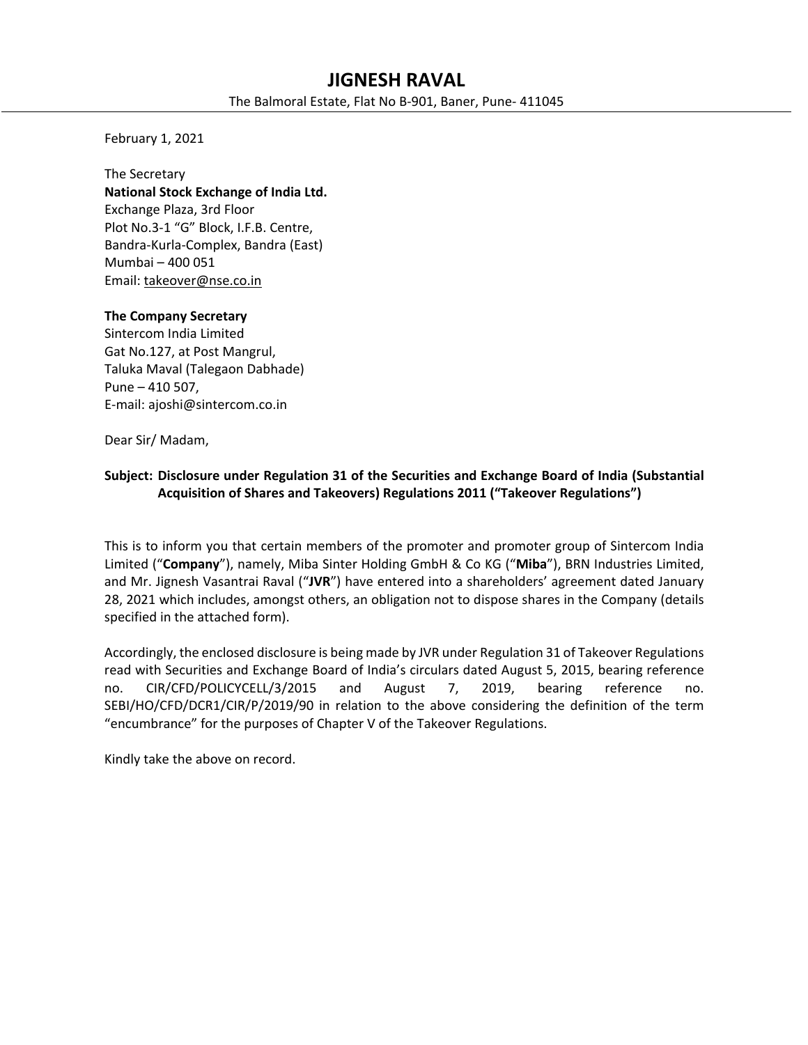# JIGNESH RAVAL

The Balmoral Estate, Flat No B-901, Baner, Pune- 411045

February 1, 2021

The Secretary
**National Stock Exchange of India Ltd.**
Exchange Plaza, 3rd Floor
Plot No.3-1 "G" Block, I.F.B. Centre,
Bandra-Kurla-Complex, Bandra (East)
Mumbai – 400 051
Email: takeover@nse.co.in

**The Company Secretary**
Sintercom India Limited
Gat No.127, at Post Mangrul,
Taluka Maval (Talegaon Dabhade)
Pune – 410 507,
E-mail: ajoshi@sintercom.co.in

Dear Sir/ Madam,

**Subject: Disclosure under Regulation 31 of the Securities and Exchange Board of India (Substantial Acquisition of Shares and Takeovers) Regulations 2011 ("Takeover Regulations")**

This is to inform you that certain members of the promoter and promoter group of Sintercom India Limited ("**Company**"), namely, Miba Sinter Holding GmbH & Co KG ("**Miba**"), BRN Industries Limited, and Mr. Jignesh Vasantrai Raval ("**JVR**") have entered into a shareholders' agreement dated January 28, 2021 which includes, amongst others, an obligation not to dispose shares in the Company (details specified in the attached form).

Accordingly, the enclosed disclosure is being made by JVR under Regulation 31 of Takeover Regulations read with Securities and Exchange Board of India's circulars dated August 5, 2015, bearing reference no. CIR/CFD/POLICYCELL/3/2015 and August 7, 2019, bearing reference no. SEBI/HO/CFD/DCR1/CIR/P/2019/90 in relation to the above considering the definition of the term "encumbrance" for the purposes of Chapter V of the Takeover Regulations.

Kindly take the above on record.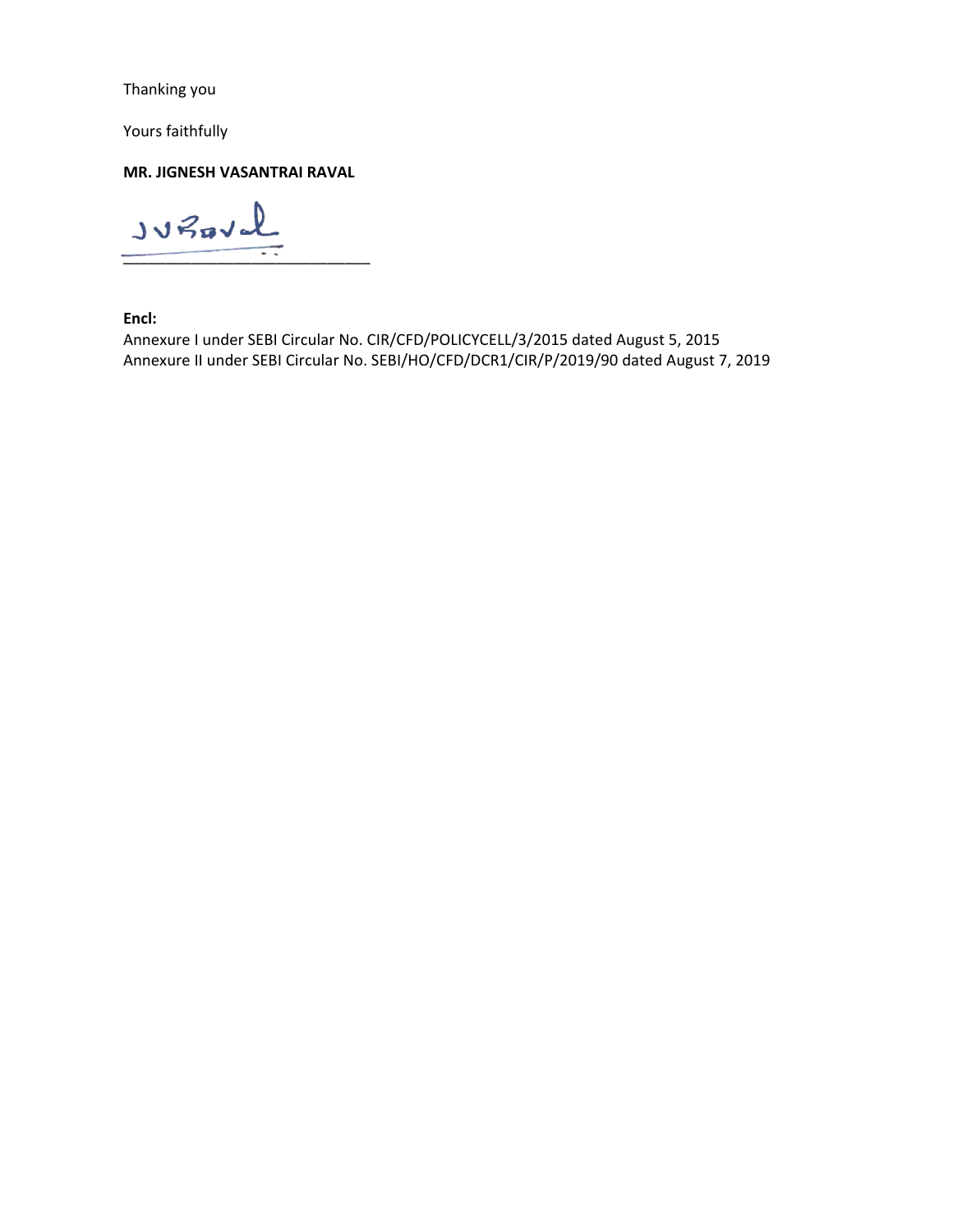Thanking you

Yours faithfully

**MR. JIGNESH VASANTRAI RAVAL**

\_\_\_\_\_\_\_\_\_\_\_\_\_\_\_\_\_\_\_\_\_\_\_\_\_\_\_\_\_\_

**Encl:**

Annexure I under SEBI Circular No. CIR/CFD/POLICYCELL/3/2015 dated August 5, 2015

Annexure II under SEBI Circular No. SEBI/HO/CFD/DCR1/CIR/P/2019/90 dated August 7, 2019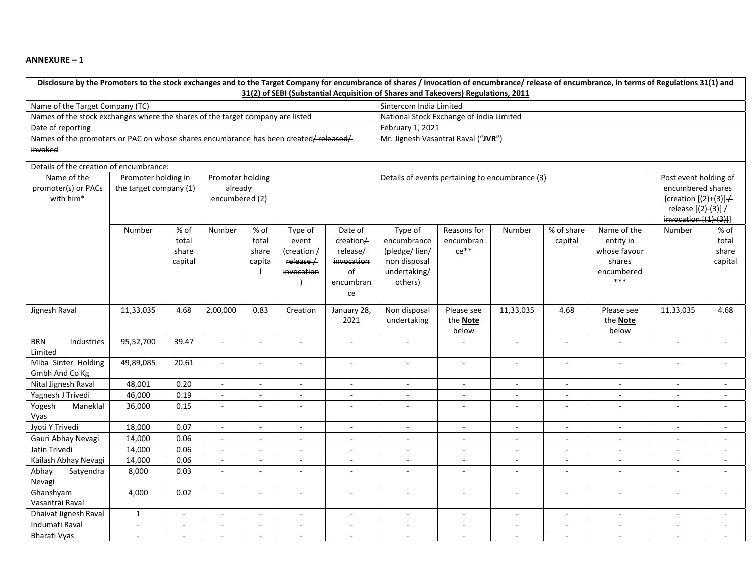**ANNEXURE – 1**

| Disclosure by the Promoters to the stock exchanges and to the Target Company for encumbrance of shares / invocation of encumbrance/ release of encumbrance, in terms of Regulations 31(1) and 31(2) of SEBI (Substantial Acquisition of Shares and Takeovers) Regulations, 2011 | |
|---|---|
| Name of the Target Company (TC) | Sintercom India Limited |
| Names of the stock exchanges where the shares of the target company are listed | National Stock Exchange of India Limited |
| Date of reporting | February 1, 2021 |
| Names of the promoters or PAC on whose shares encumbrance has been created~~/ released/ invoked~~ | Mr. Jignesh Vasantrai Raval ("**JVR**") |

Details of the creation of encumbrance:

| Name of the promoter(s) or PACs with him* | Promoter holding in the target company (1) | | Promoter holding already encumbered (2) | | Details of events pertaining to encumbrance (3) | | | | | | | Post event holding of encumbered shares {creation [(2)+(3)] ~~/ release [(2)-(3)] / invocation [(1)-(3)]~~} | |
|---|---|---|---|---|---|---|---|---|---|---|---|---|---|
| | Number | % of total share capital | Number | % of total share capital | Type of event (creation ~~/ release / invocation~~) | Date of creation~~/ release/ invocation~~ of encumbrance | Type of encumbrance (pledge/ lien/ non disposal undertaking/ others) | Reasons for encumbrance** | Number | % of share capital | Name of the entity in whose favour shares encumbered *** | Number | % of total share capital |
| Jignesh Raval | 11,33,035 | 4.68 | 2,00,000 | 0.83 | Creation | January 28, 2021 | Non disposal undertaking | Please see the **Note** below | 11,33,035 | 4.68 | Please see the **Note** below | 11,33,035 | 4.68 |
| BRN Industries Limited | 95,52,700 | 39.47 | - | - | - | - | - | - | - | - | - | - | - |
| Miba Sinter Holding Gmbh And Co Kg | 49,89,085 | 20.61 | - | - | - | - | - | - | - | - | - | - | - |
| Nital Jignesh Raval | 48,001 | 0.20 | - | - | - | - | - | - | - | - | - | - | - |
| Yagnesh J Trivedi | 46,000 | 0.19 | - | - | - | - | - | - | - | - | - | - | - |
| Yogesh Maneklal Vyas | 36,000 | 0.15 | - | - | - | - | - | - | - | - | - | - | - |
| Jyoti Y Trivedi | 18,000 | 0.07 | - | - | - | - | - | - | - | - | - | - | - |
| Gauri Abhay Nevagi | 14,000 | 0.06 | - | - | - | - | - | - | - | - | - | - | - |
| Jatin Trivedi | 14,000 | 0.06 | - | - | - | - | - | - | - | - | - | - | - |
| Kailash Abhay Nevagi | 14,000 | 0.06 | - | - | - | - | - | - | - | - | - | - | - |
| Abhay Satyendra Nevagi | 8,000 | 0.03 | - | - | - | - | - | - | - | - | - | - | - |
| Ghanshyam Vasantrai Raval | 4,000 | 0.02 | - | - | - | - | - | - | - | - | - | - | - |
| Dhaivat Jignesh Raval | 1 | - | - | - | - | - | - | - | - | - | - | - | - |
| Indumati Raval | - | - | - | - | - | - | - | - | - | - | - | - | - |
| Bharati Vyas | - | - | - | - | - | - | - | - | - | - | - | - | - |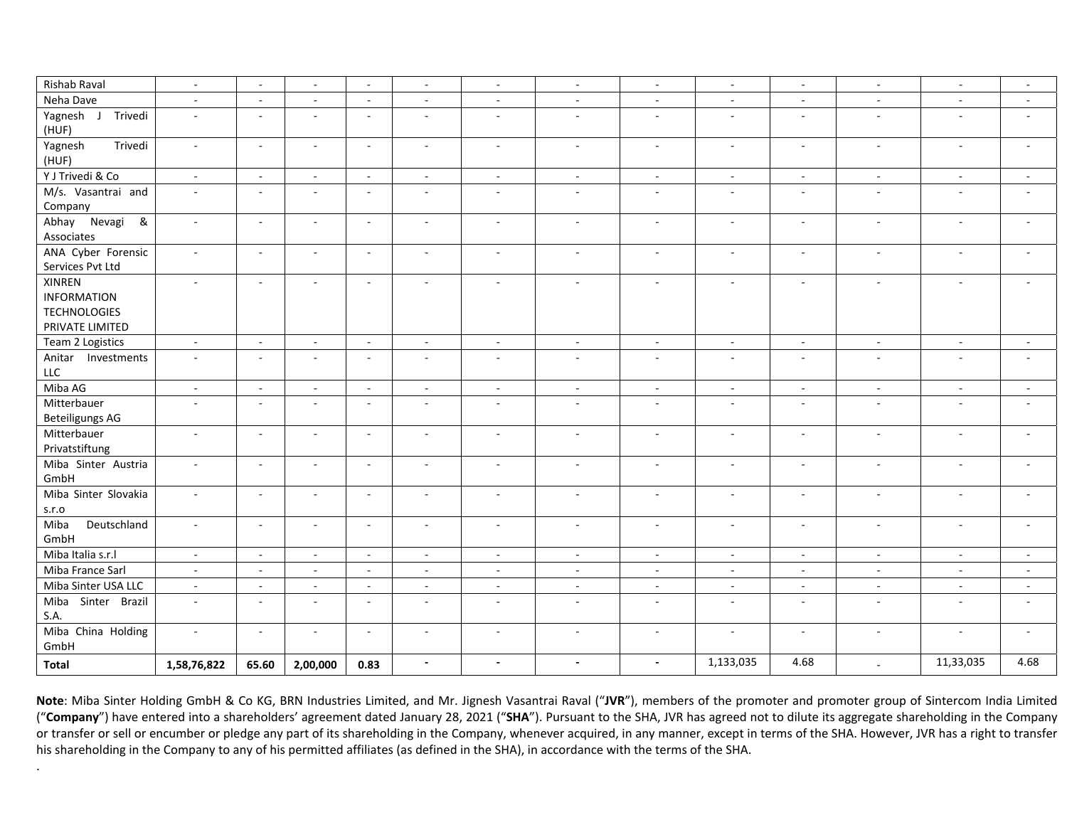| Rishab Raval | - | - | - | - | - | - | - | - | - | - | - | - | - |
|---|---|---|---|---|---|---|---|---|---|---|---|---|---|
| Neha Dave | - | - | - | - | - | - | - | - | - | - | - | - | - |
| Yagnesh J Trivedi (HUF) | - | - | - | - | - | - | - | - | - | - | - | - | - |
| Yagnesh Trivedi (HUF) | - | - | - | - | - | - | - | - | - | - | - | - | - |
| Y J Trivedi & Co | - | - | - | - | - | - | - | - | - | - | - | - | - |
| M/s. Vasantrai and Company | - | - | - | - | - | - | - | - | - | - | - | - | - |
| Abhay Nevagi & Associates | - | - | - | - | - | - | - | - | - | - | - | - | - |
| ANA Cyber Forensic Services Pvt Ltd | - | - | - | - | - | - | - | - | - | - | - | - | - |
| XINREN INFORMATION TECHNOLOGIES PRIVATE LIMITED | - | - | - | - | - | - | - | - | - | - | - | - | - |
| Team 2 Logistics | - | - | - | - | - | - | - | - | - | - | - | - | - |
| Anitar Investments LLC | - | - | - | - | - | - | - | - | - | - | - | - | - |
| Miba AG | - | - | - | - | - | - | - | - | - | - | - | - | - |
| Mitterbauer Beteiligungs AG | - | - | - | - | - | - | - | - | - | - | - | - | - |
| Mitterbauer Privatstiftung | - | - | - | - | - | - | - | - | - | - | - | - | - |
| Miba Sinter Austria GmbH | - | - | - | - | - | - | - | - | - | - | - | - | - |
| Miba Sinter Slovakia s.r.o | - | - | - | - | - | - | - | - | - | - | - | - | - |
| Miba Deutschland GmbH | - | - | - | - | - | - | - | - | - | - | - | - | - |
| Miba Italia s.r.l | - | - | - | - | - | - | - | - | - | - | - | - | - |
| Miba France Sarl | - | - | - | - | - | - | - | - | - | - | - | - | - |
| Miba Sinter USA LLC | - | - | - | - | - | - | - | - | - | - | - | - | - |
| Miba Sinter Brazil S.A. | - | - | - | - | - | - | - | - | - | - | - | - | - |
| Miba China Holding GmbH | - | - | - | - | - | - | - | - | - | - | - | - | - |
| **Total** | **1,58,76,822** | **65.60** | **2,00,000** | **0.83** | **-** | **-** | **-** | **-** | 1,133,035 | 4.68 | - | 11,33,035 | 4.68 |

**Note**: Miba Sinter Holding GmbH & Co KG, BRN Industries Limited, and Mr. Jignesh Vasantrai Raval ("**JVR**"), members of the promoter and promoter group of Sintercom India Limited ("**Company**") have entered into a shareholders' agreement dated January 28, 2021 ("**SHA**"). Pursuant to the SHA, JVR has agreed not to dilute its aggregate shareholding in the Company or transfer or sell or encumber or pledge any part of its shareholding in the Company, whenever acquired, in any manner, except in terms of the SHA. However, JVR has a right to transfer his shareholding in the Company to any of his permitted affiliates (as defined in the SHA), in accordance with the terms of the SHA.

.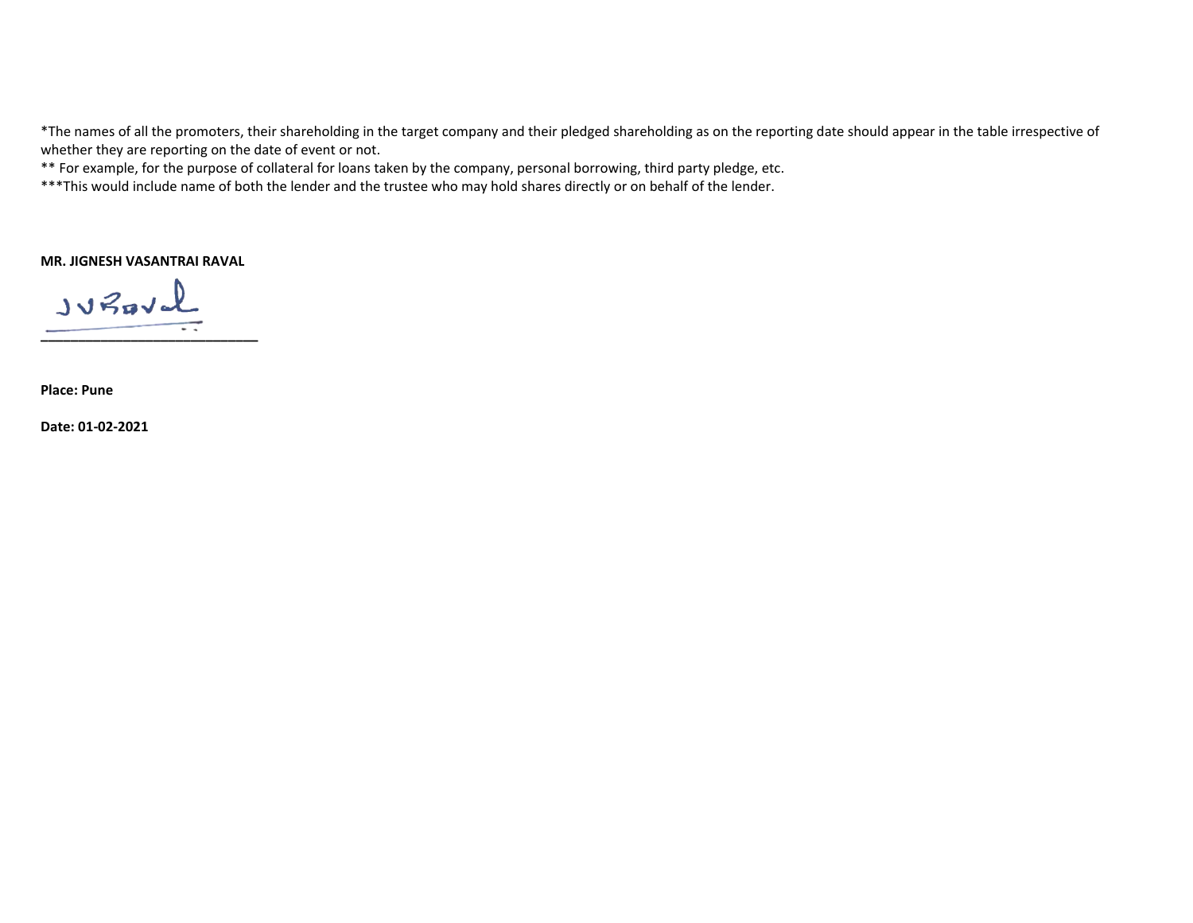*The names of all the promoters, their shareholding in the target company and their pledged shareholding as on the reporting date should appear in the table irrespective of whether they are reporting on the date of event or not.

** For example, for the purpose of collateral for loans taken by the company, personal borrowing, third party pledge, etc.

***This would include name of both the lender and the trustee who may hold shares directly or on behalf of the lender.

**MR. JIGNESH VASANTRAI RAVAL**

JVRaval

______________________________

**Place: Pune**

**Date: 01-02-2021**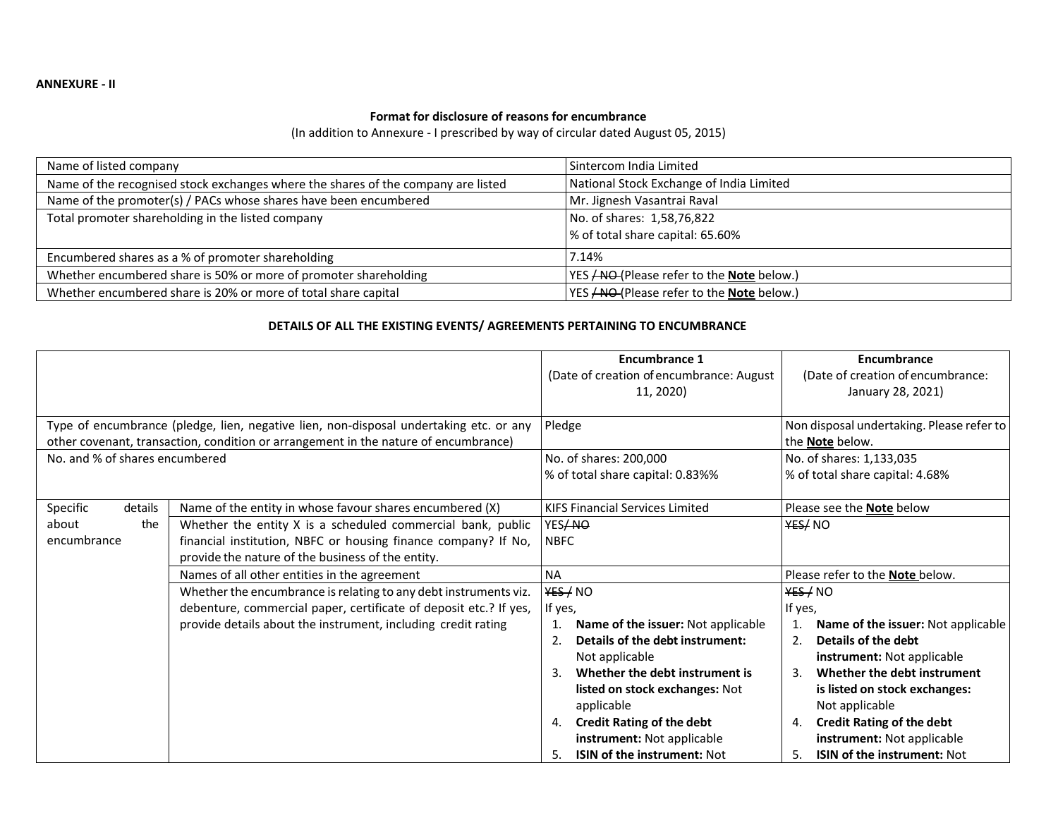**ANNEXURE - II**

**Format for disclosure of reasons for encumbrance**

(In addition to Annexure - I prescribed by way of circular dated August 05, 2015)

| | |
|---|---|
| Name of listed company | Sintercom India Limited |
| Name of the recognised stock exchanges where the shares of the company are listed | National Stock Exchange of India Limited |
| Name of the promoter(s) / PACs whose shares have been encumbered | Mr. Jignesh Vasantrai Raval |
| Total promoter shareholding in the listed company | No. of shares: 1,58,76,822<br>% of total share capital: 65.60% |
| Encumbered shares as a % of promoter shareholding | 7.14% |
| Whether encumbered share is 50% or more of promoter shareholding | YES ~~/ NO~~ (Please refer to the **Note** below.) |
| Whether encumbered share is 20% or more of total share capital | YES ~~/ NO~~ (Please refer to the **Note** below.) |

**DETAILS OF ALL THE EXISTING EVENTS/ AGREEMENTS PERTAINING TO ENCUMBRANCE**

| | | **Encumbrance 1**<br>(Date of creation of encumbrance: August 11, 2020) | **Encumbrance**<br>(Date of creation of encumbrance: January 28, 2021) |
|---|---|---|---|
| Type of encumbrance (pledge, lien, negative lien, non-disposal undertaking etc. or any other covenant, transaction, condition or arrangement in the nature of encumbrance) | | Pledge | Non disposal undertaking. Please refer to the **Note** below. |
| No. and % of shares encumbered | | No. of shares: 200,000<br>% of total share capital: 0.83%% | No. of shares: 1,133,035<br>% of total share capital: 4.68% |
| Specific details about the encumbrance | Name of the entity in whose favour shares encumbered (X) | KIFS Financial Services Limited | Please see the **Note** below |
| | Whether the entity X is a scheduled commercial bank, public financial institution, NBFC or housing finance company? If No, provide the nature of the business of the entity. | YES~~/ NO~~<br>NBFC | ~~YES~~/ NO |
| | Names of all other entities in the agreement | NA | Please refer to the **Note** below. |
| | Whether the encumbrance is relating to any debt instruments viz. debenture, commercial paper, certificate of deposit etc.? If yes, provide details about the instrument, including credit rating | ~~YES /~~ NO<br>If yes,<br>1. **Name of the issuer:** Not applicable<br>2. **Details of the debt instrument:** Not applicable<br>3. **Whether the debt instrument is listed on stock exchanges:** Not applicable<br>4. **Credit Rating of the debt instrument:** Not applicable<br>5. **ISIN of the instrument:** Not | ~~YES /~~ NO<br>If yes,<br>1. **Name of the issuer:** Not applicable<br>2. **Details of the debt instrument:** Not applicable<br>3. **Whether the debt instrument is listed on stock exchanges:** Not applicable<br>4. **Credit Rating of the debt instrument:** Not applicable<br>5. **ISIN of the instrument:** Not |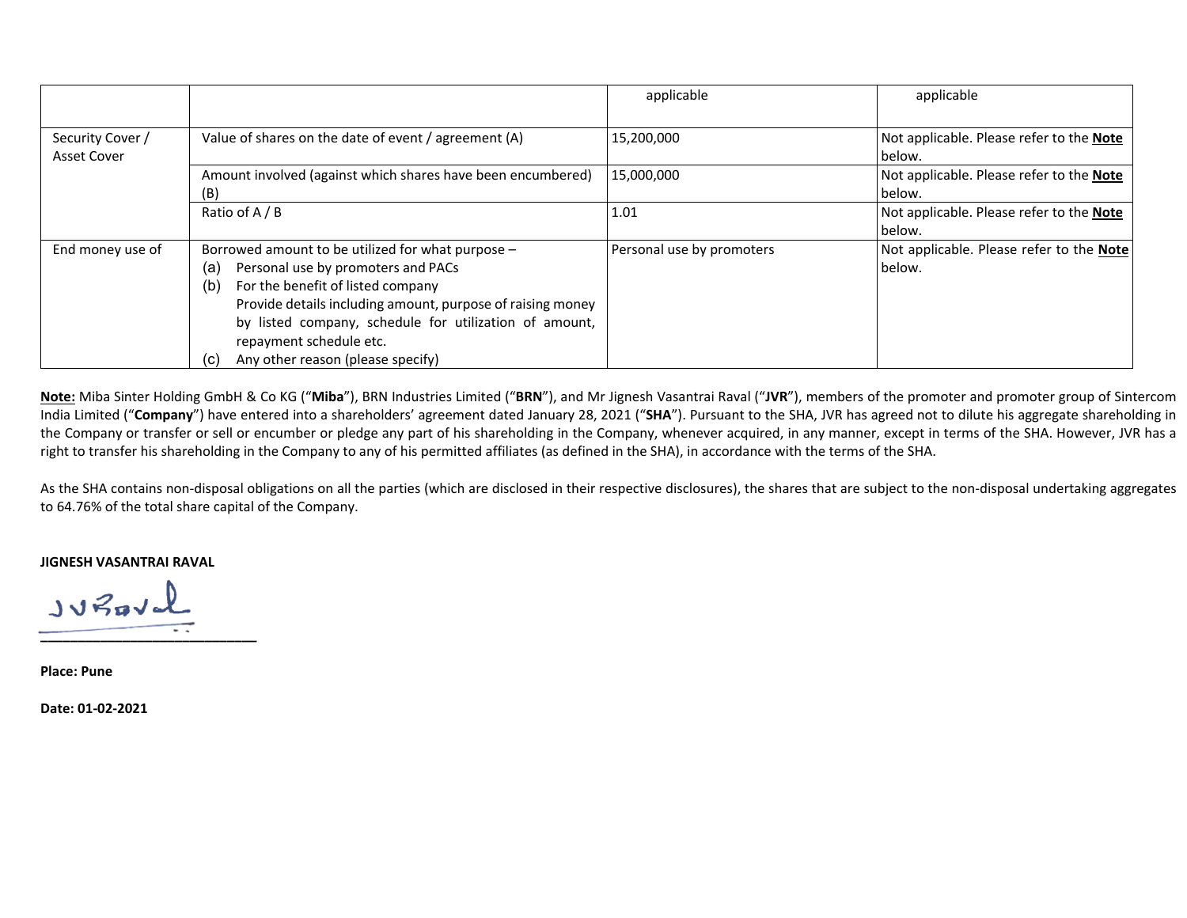| | | | |
|---|---|---|---|
| | | applicable | applicable |
| Security Cover / Asset Cover | Value of shares on the date of event / agreement (A) | 15,200,000 | Not applicable. Please refer to the **Note** below. |
| | Amount involved (against which shares have been encumbered) (B) | 15,000,000 | Not applicable. Please refer to the **Note** below. |
| | Ratio of A / B | 1.01 | Not applicable. Please refer to the **Note** below. |
| End money use of | Borrowed amount to be utilized for what purpose – (a) Personal use by promoters and PACs (b) For the benefit of listed company Provide details including amount, purpose of raising money by listed company, schedule for utilization of amount, repayment schedule etc. (c) Any other reason (please specify) | Personal use by promoters | Not applicable. Please refer to the **Note** below. |

**Note:** Miba Sinter Holding GmbH & Co KG ("**Miba**"), BRN Industries Limited ("**BRN**"), and Mr Jignesh Vasantrai Raval ("**JVR**"), members of the promoter and promoter group of Sintercom India Limited ("**Company**") have entered into a shareholders' agreement dated January 28, 2021 ("**SHA**"). Pursuant to the SHA, JVR has agreed not to dilute his aggregate shareholding in the Company or transfer or sell or encumber or pledge any part of his shareholding in the Company, whenever acquired, in any manner, except in terms of the SHA. However, JVR has a right to transfer his shareholding in the Company to any of his permitted affiliates (as defined in the SHA), in accordance with the terms of the SHA.

As the SHA contains non-disposal obligations on all the parties (which are disclosed in their respective disclosures), the shares that are subject to the non-disposal undertaking aggregates to 64.76% of the total share capital of the Company.

**JIGNESH VASANTRAI RAVAL**

JVRaval

______________________________

**Place: Pune**

**Date: 01-02-2021**